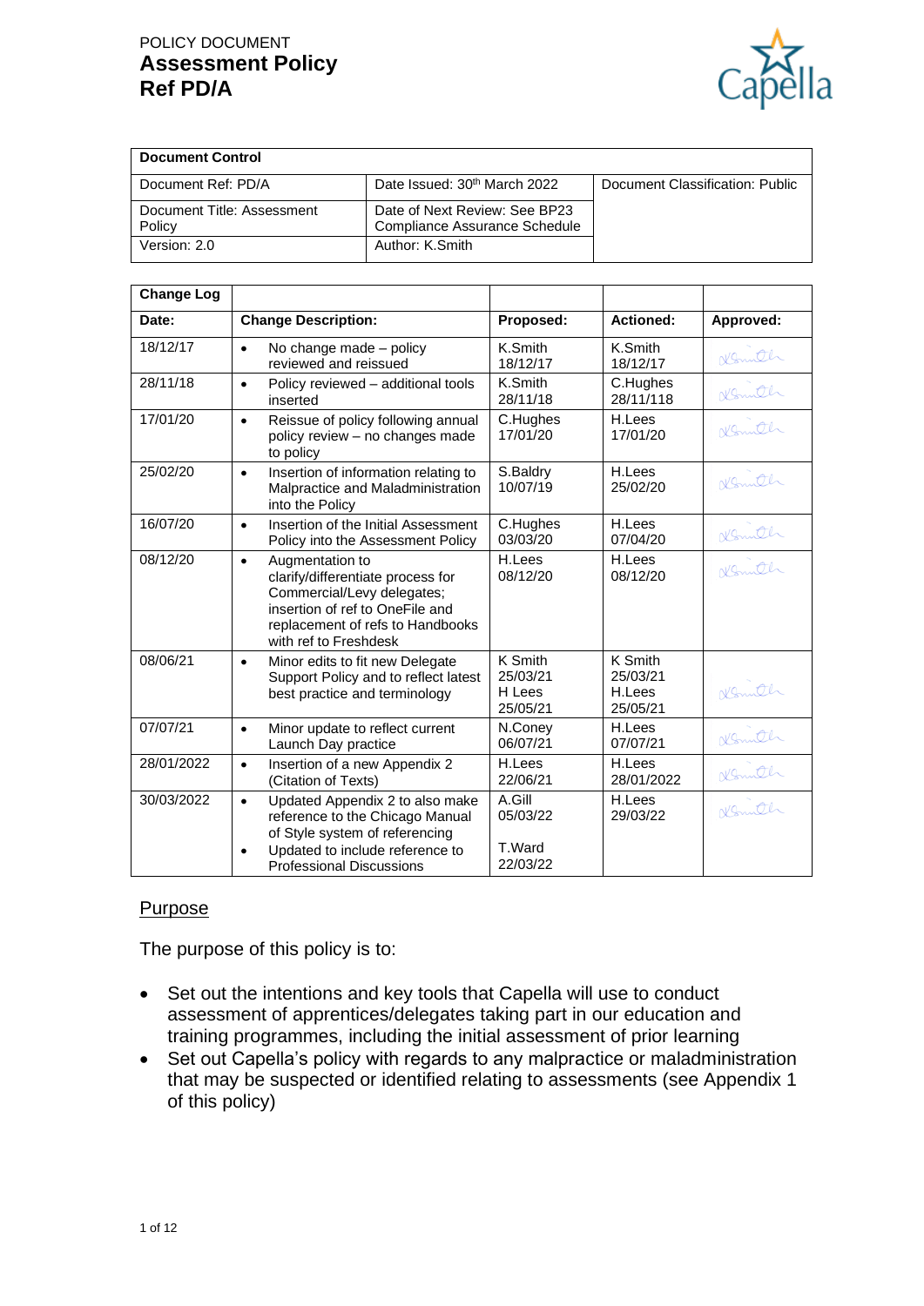POLICY DOCUMENT

# Assessment Policy
# Ref PD/A

| Document Control | | |
|---|---|---|
| Document Ref: PD/A | Date Issued: 30th March 2022 | Document Classification: Public |
| Document Title: Assessment Policy | Date of Next Review: See BP23 Compliance Assurance Schedule | |
| Version: 2.0 | Author: K.Smith | |

| Change Log | | | | |
|---|---|---|---|---|
| **Date:** | **Change Description:** | **Proposed:** | **Actioned:** | **Approved:** |
| 18/12/17 | • No change made – policy reviewed and reissued | K.Smith 18/12/17 | K.Smith 18/12/17 | KSmith |
| 28/11/18 | • Policy reviewed – additional tools inserted | K.Smith 28/11/18 | C.Hughes 28/11/118 | KSmith |
| 17/01/20 | • Reissue of policy following annual policy review – no changes made to policy | C.Hughes 17/01/20 | H.Lees 17/01/20 | KSmith |
| 25/02/20 | • Insertion of information relating to Malpractice and Maladministration into the Policy | S.Baldry 10/07/19 | H.Lees 25/02/20 | KSmith |
| 16/07/20 | • Insertion of the Initial Assessment Policy into the Assessment Policy | C.Hughes 03/03/20 | H.Lees 07/04/20 | KSmith |
| 08/12/20 | • Augmentation to clarify/differentiate process for Commercial/Levy delegates; insertion of ref to OneFile and replacement of refs to Handbooks with ref to Freshdesk | H.Lees 08/12/20 | H.Lees 08/12/20 | KSmith |
| 08/06/21 | • Minor edits to fit new Delegate Support Policy and to reflect latest best practice and terminology | K Smith 25/03/21 H Lees 25/05/21 | K Smith 25/03/21 H.Lees 25/05/21 | KSmith |
| 07/07/21 | • Minor update to reflect current Launch Day practice | N.Coney 06/07/21 | H.Lees 07/07/21 | KSmith |
| 28/01/2022 | • Insertion of a new Appendix 2 (Citation of Texts) | H.Lees 22/06/21 | H.Lees 28/01/2022 | KSmith |
| 30/03/2022 | • Updated Appendix 2 to also make reference to the Chicago Manual of Style system of referencing<br>• Updated to include reference to Professional Discussions | A.Gill 05/03/22<br>T.Ward 22/03/22 | H.Lees 29/03/22 | KSmith |

## Purpose

The purpose of this policy is to:

- Set out the intentions and key tools that Capella will use to conduct assessment of apprentices/delegates taking part in our education and training programmes, including the initial assessment of prior learning
- Set out Capella's policy with regards to any malpractice or maladministration that may be suspected or identified relating to assessments (see Appendix 1 of this policy)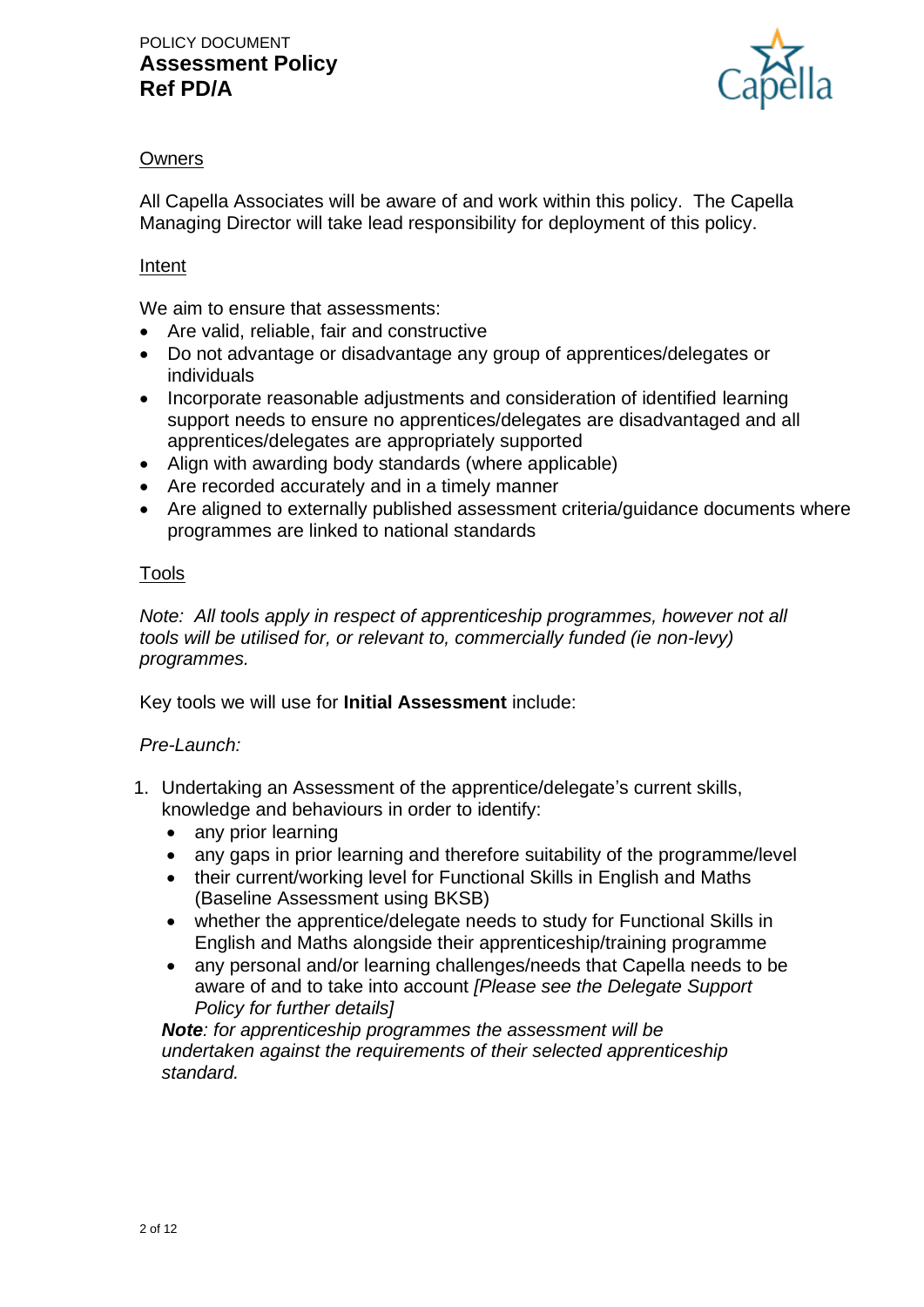Owners

All Capella Associates will be aware of and work within this policy. The Capella Managing Director will take lead responsibility for deployment of this policy.

Intent

We aim to ensure that assessments:

- Are valid, reliable, fair and constructive
- Do not advantage or disadvantage any group of apprentices/delegates or individuals
- Incorporate reasonable adjustments and consideration of identified learning support needs to ensure no apprentices/delegates are disadvantaged and all apprentices/delegates are appropriately supported
- Align with awarding body standards (where applicable)
- Are recorded accurately and in a timely manner
- Are aligned to externally published assessment criteria/guidance documents where programmes are linked to national standards

Tools

*Note: All tools apply in respect of apprenticeship programmes, however not all tools will be utilised for, or relevant to, commercially funded (ie non-levy) programmes.*

Key tools we will use for **Initial Assessment** include:

*Pre-Launch:*

1. Undertaking an Assessment of the apprentice/delegate's current skills, knowledge and behaviours in order to identify:
   - any prior learning
   - any gaps in prior learning and therefore suitability of the programme/level
   - their current/working level for Functional Skills in English and Maths (Baseline Assessment using BKSB)
   - whether the apprentice/delegate needs to study for Functional Skills in English and Maths alongside their apprenticeship/training programme
   - any personal and/or learning challenges/needs that Capella needs to be aware of and to take into account *[Please see the Delegate Support Policy for further details]*

   ***Note**: for apprenticeship programmes the assessment will be undertaken against the requirements of their selected apprenticeship standard.*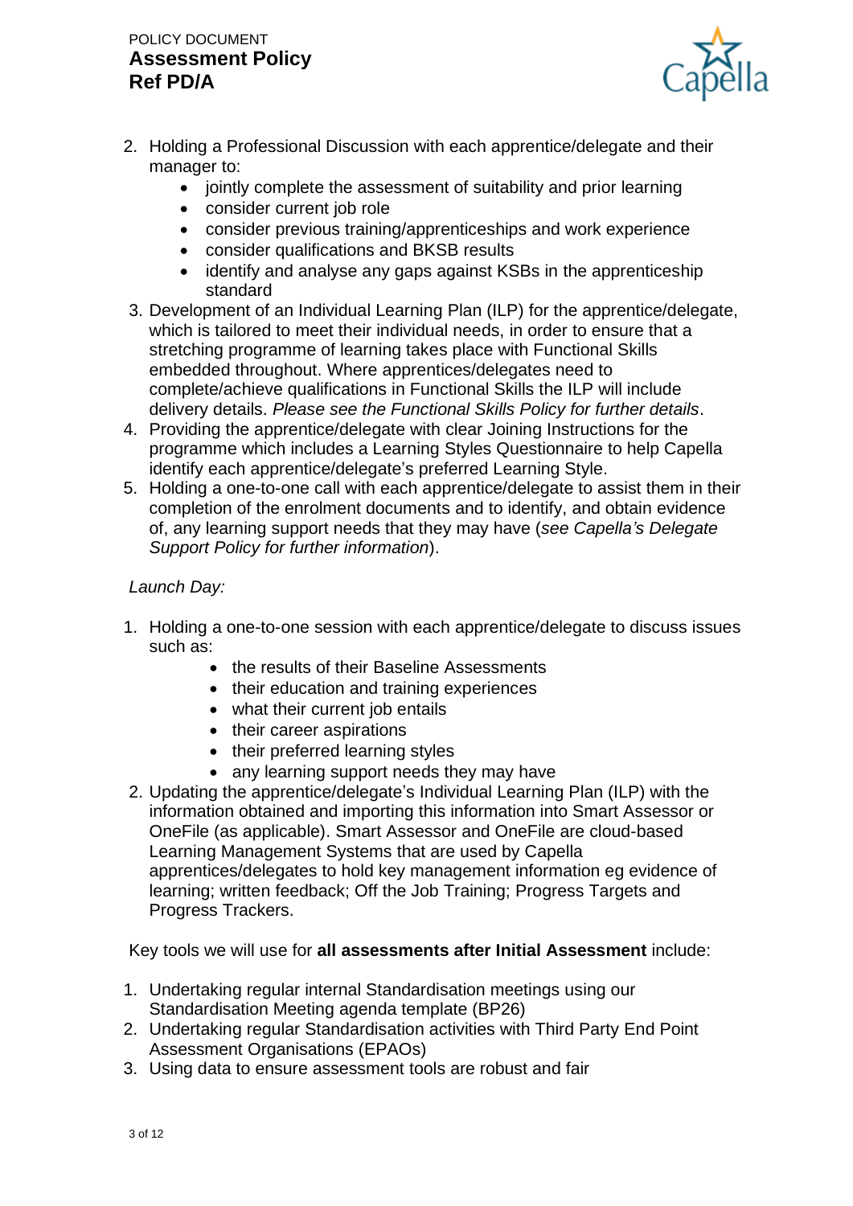2. Holding a Professional Discussion with each apprentice/delegate and their manager to:
    - jointly complete the assessment of suitability and prior learning
    - consider current job role
    - consider previous training/apprenticeships and work experience
    - consider qualifications and BKSB results
    - identify and analyse any gaps against KSBs in the apprenticeship standard
3. Development of an Individual Learning Plan (ILP) for the apprentice/delegate, which is tailored to meet their individual needs, in order to ensure that a stretching programme of learning takes place with Functional Skills embedded throughout. Where apprentices/delegates need to complete/achieve qualifications in Functional Skills the ILP will include delivery details. *Please see the Functional Skills Policy for further details*.
4. Providing the apprentice/delegate with clear Joining Instructions for the programme which includes a Learning Styles Questionnaire to help Capella identify each apprentice/delegate's preferred Learning Style.
5. Holding a one-to-one call with each apprentice/delegate to assist them in their completion of the enrolment documents and to identify, and obtain evidence of, any learning support needs that they may have (*see Capella's Delegate Support Policy for further information*).

*Launch Day:*

1. Holding a one-to-one session with each apprentice/delegate to discuss issues such as:
    - the results of their Baseline Assessments
    - their education and training experiences
    - what their current job entails
    - their career aspirations
    - their preferred learning styles
    - any learning support needs they may have
2. Updating the apprentice/delegate's Individual Learning Plan (ILP) with the information obtained and importing this information into Smart Assessor or OneFile (as applicable). Smart Assessor and OneFile are cloud-based Learning Management Systems that are used by Capella apprentices/delegates to hold key management information eg evidence of learning; written feedback; Off the Job Training; Progress Targets and Progress Trackers.

Key tools we will use for **all assessments after Initial Assessment** include:

1. Undertaking regular internal Standardisation meetings using our Standardisation Meeting agenda template (BP26)
2. Undertaking regular Standardisation activities with Third Party End Point Assessment Organisations (EPAOs)
3. Using data to ensure assessment tools are robust and fair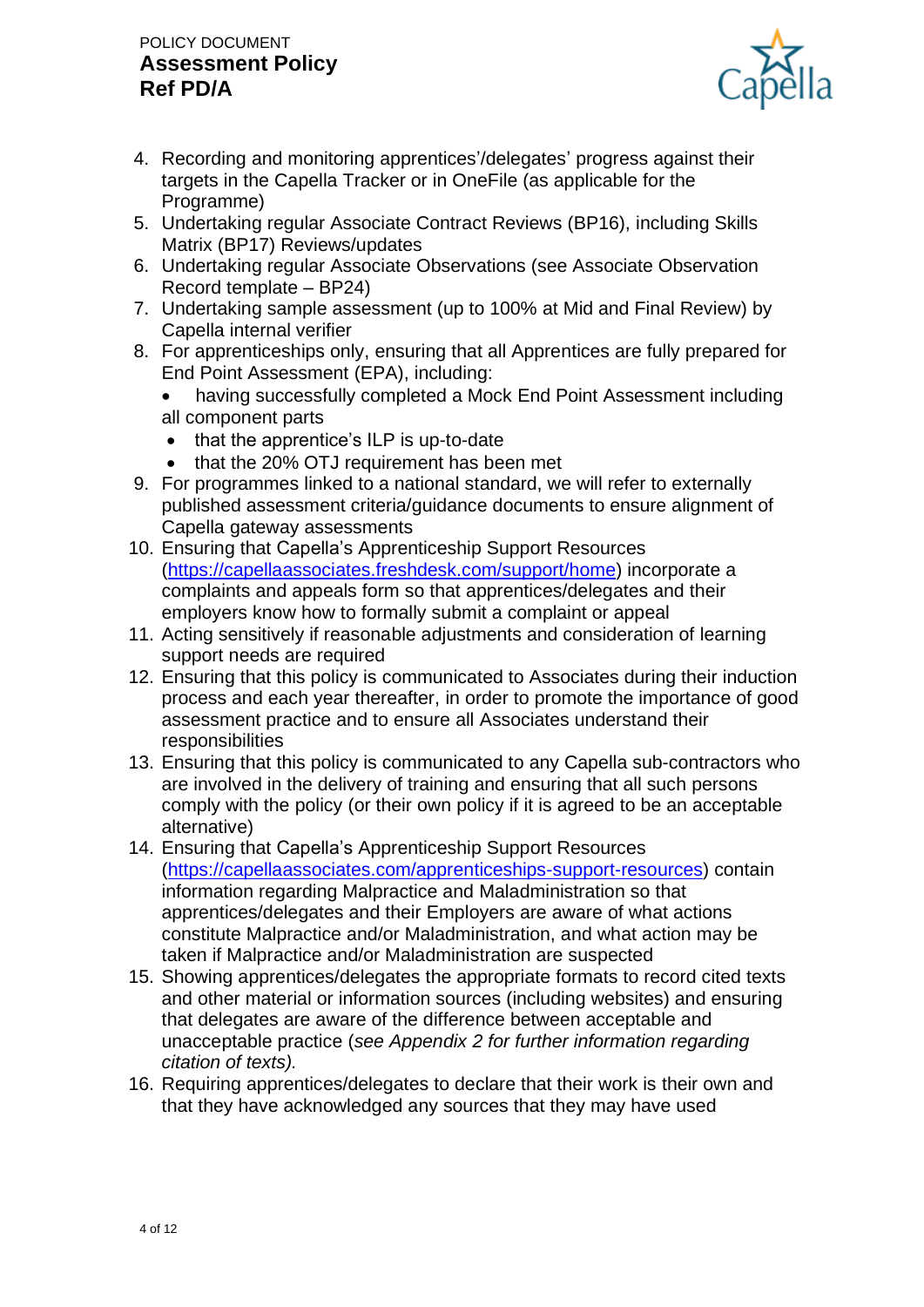4. Recording and monitoring apprentices'/delegates' progress against their targets in the Capella Tracker or in OneFile (as applicable for the Programme)
5. Undertaking regular Associate Contract Reviews (BP16), including Skills Matrix (BP17) Reviews/updates
6. Undertaking regular Associate Observations (see Associate Observation Record template – BP24)
7. Undertaking sample assessment (up to 100% at Mid and Final Review) by Capella internal verifier
8. For apprenticeships only, ensuring that all Apprentices are fully prepared for End Point Assessment (EPA), including:
   - having successfully completed a Mock End Point Assessment including all component parts
   - that the apprentice's ILP is up-to-date
   - that the 20% OTJ requirement has been met
9. For programmes linked to a national standard, we will refer to externally published assessment criteria/guidance documents to ensure alignment of Capella gateway assessments
10. Ensuring that Capella's Apprenticeship Support Resources (https://capellaassociates.freshdesk.com/support/home) incorporate a complaints and appeals form so that apprentices/delegates and their employers know how to formally submit a complaint or appeal
11. Acting sensitively if reasonable adjustments and consideration of learning support needs are required
12. Ensuring that this policy is communicated to Associates during their induction process and each year thereafter, in order to promote the importance of good assessment practice and to ensure all Associates understand their responsibilities
13. Ensuring that this policy is communicated to any Capella sub-contractors who are involved in the delivery of training and ensuring that all such persons comply with the policy (or their own policy if it is agreed to be an acceptable alternative)
14. Ensuring that Capella's Apprenticeship Support Resources (https://capellaassociates.com/apprenticeships-support-resources) contain information regarding Malpractice and Maladministration so that apprentices/delegates and their Employers are aware of what actions constitute Malpractice and/or Maladministration, and what action may be taken if Malpractice and/or Maladministration are suspected
15. Showing apprentices/delegates the appropriate formats to record cited texts and other material or information sources (including websites) and ensuring that delegates are aware of the difference between acceptable and unacceptable practice (*see Appendix 2 for further information regarding citation of texts).*
16. Requiring apprentices/delegates to declare that their work is their own and that they have acknowledged any sources that they may have used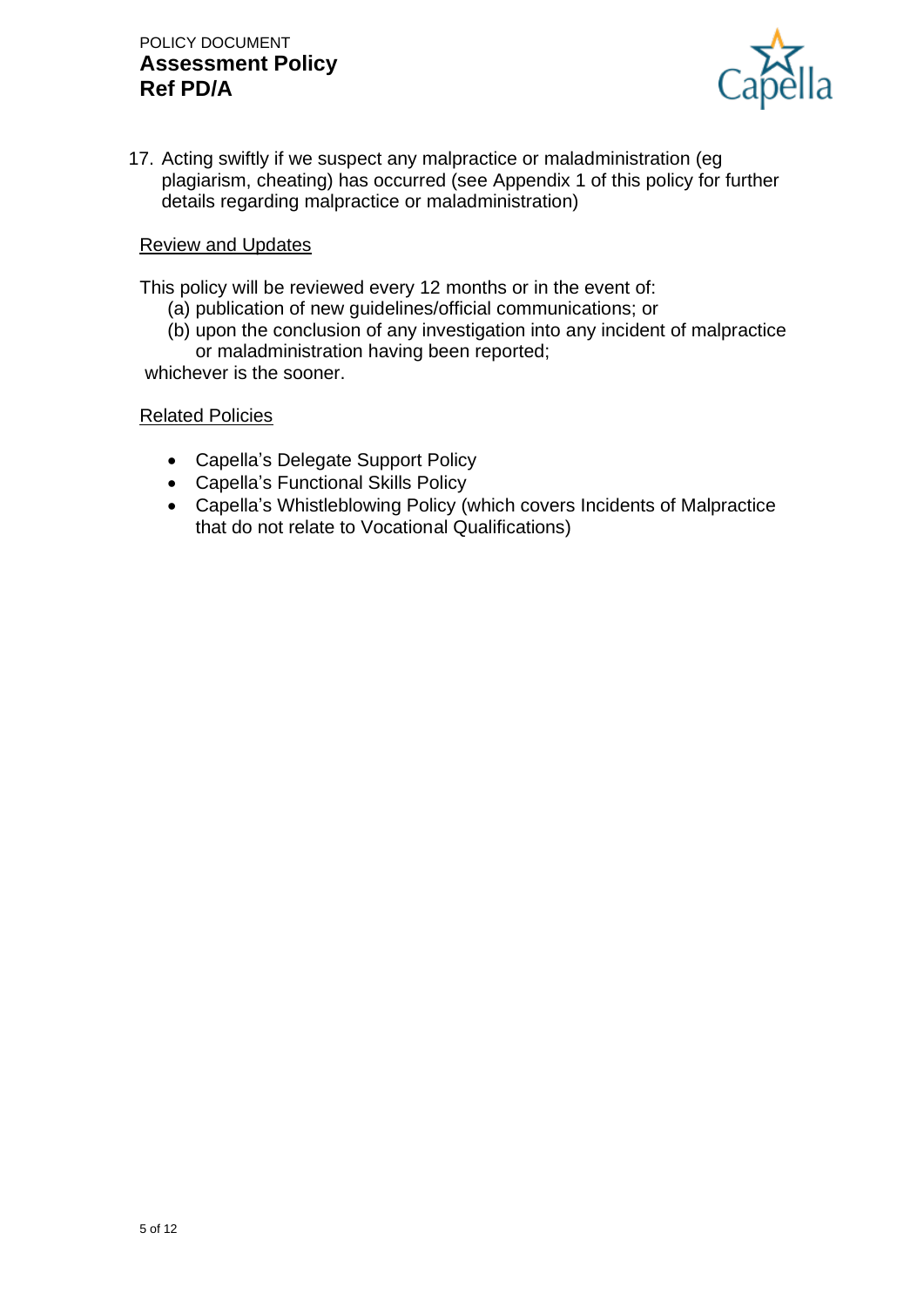17. Acting swiftly if we suspect any malpractice or maladministration (eg plagiarism, cheating) has occurred (see Appendix 1 of this policy for further details regarding malpractice or maladministration)

## Review and Updates

This policy will be reviewed every 12 months or in the event of:

(a) publication of new guidelines/official communications; or

(b) upon the conclusion of any investigation into any incident of malpractice or maladministration having been reported;

whichever is the sooner.

## Related Policies

- Capella's Delegate Support Policy
- Capella's Functional Skills Policy
- Capella's Whistleblowing Policy (which covers Incidents of Malpractice that do not relate to Vocational Qualifications)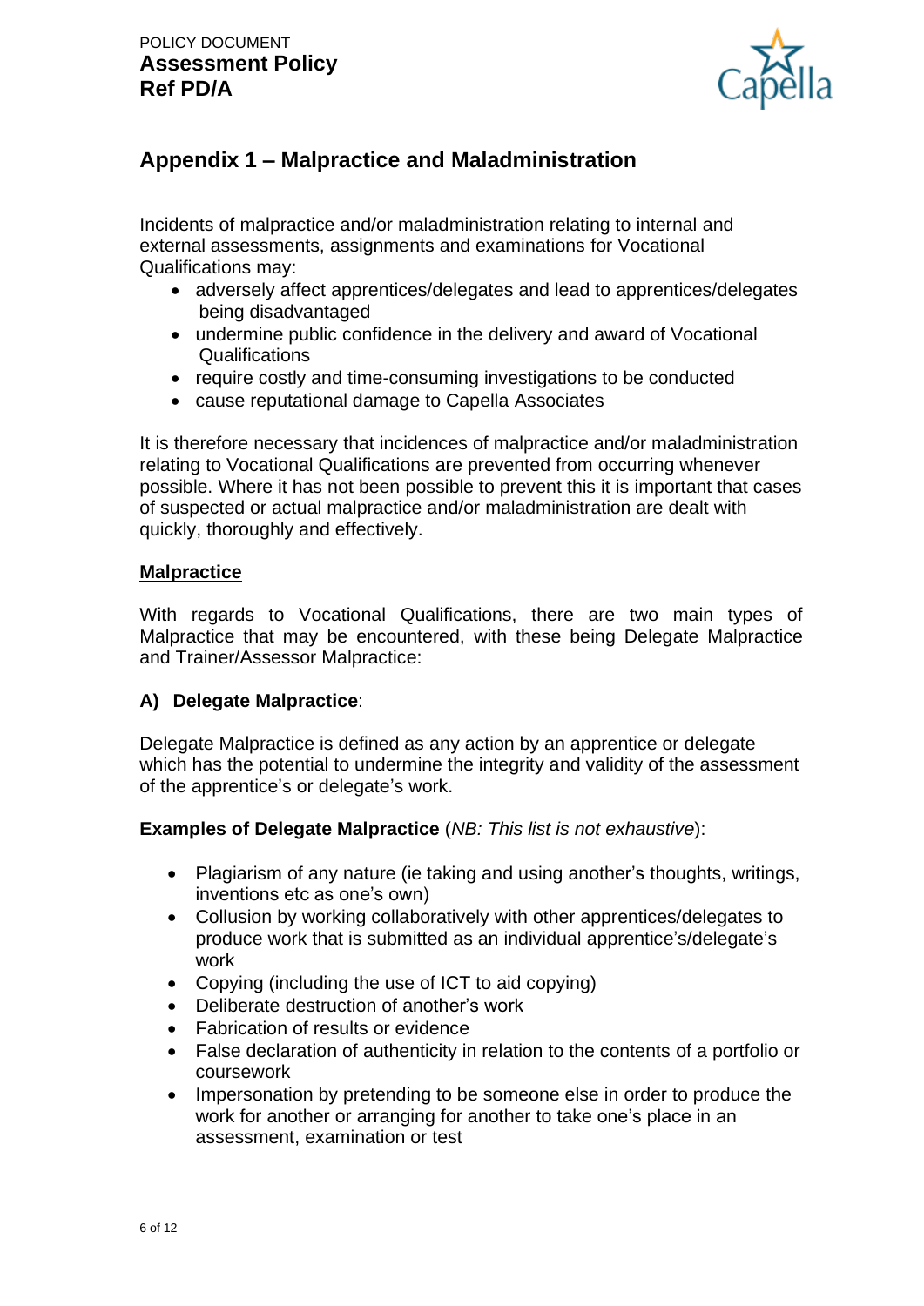## Appendix 1 – Malpractice and Maladministration

Incidents of malpractice and/or maladministration relating to internal and external assessments, assignments and examinations for Vocational Qualifications may:

- adversely affect apprentices/delegates and lead to apprentices/delegates being disadvantaged
- undermine public confidence in the delivery and award of Vocational Qualifications
- require costly and time-consuming investigations to be conducted
- cause reputational damage to Capella Associates

It is therefore necessary that incidences of malpractice and/or maladministration relating to Vocational Qualifications are prevented from occurring whenever possible. Where it has not been possible to prevent this it is important that cases of suspected or actual malpractice and/or maladministration are dealt with quickly, thoroughly and effectively.

### Malpractice

With regards to Vocational Qualifications, there are two main types of Malpractice that may be encountered, with these being Delegate Malpractice and Trainer/Assessor Malpractice:

#### A) Delegate Malpractice:

Delegate Malpractice is defined as any action by an apprentice or delegate which has the potential to undermine the integrity and validity of the assessment of the apprentice's or delegate's work.

**Examples of Delegate Malpractice** (*NB: This list is not exhaustive*):

- Plagiarism of any nature (ie taking and using another's thoughts, writings, inventions etc as one's own)
- Collusion by working collaboratively with other apprentices/delegates to produce work that is submitted as an individual apprentice's/delegate's work
- Copying (including the use of ICT to aid copying)
- Deliberate destruction of another's work
- Fabrication of results or evidence
- False declaration of authenticity in relation to the contents of a portfolio or coursework
- Impersonation by pretending to be someone else in order to produce the work for another or arranging for another to take one's place in an assessment, examination or test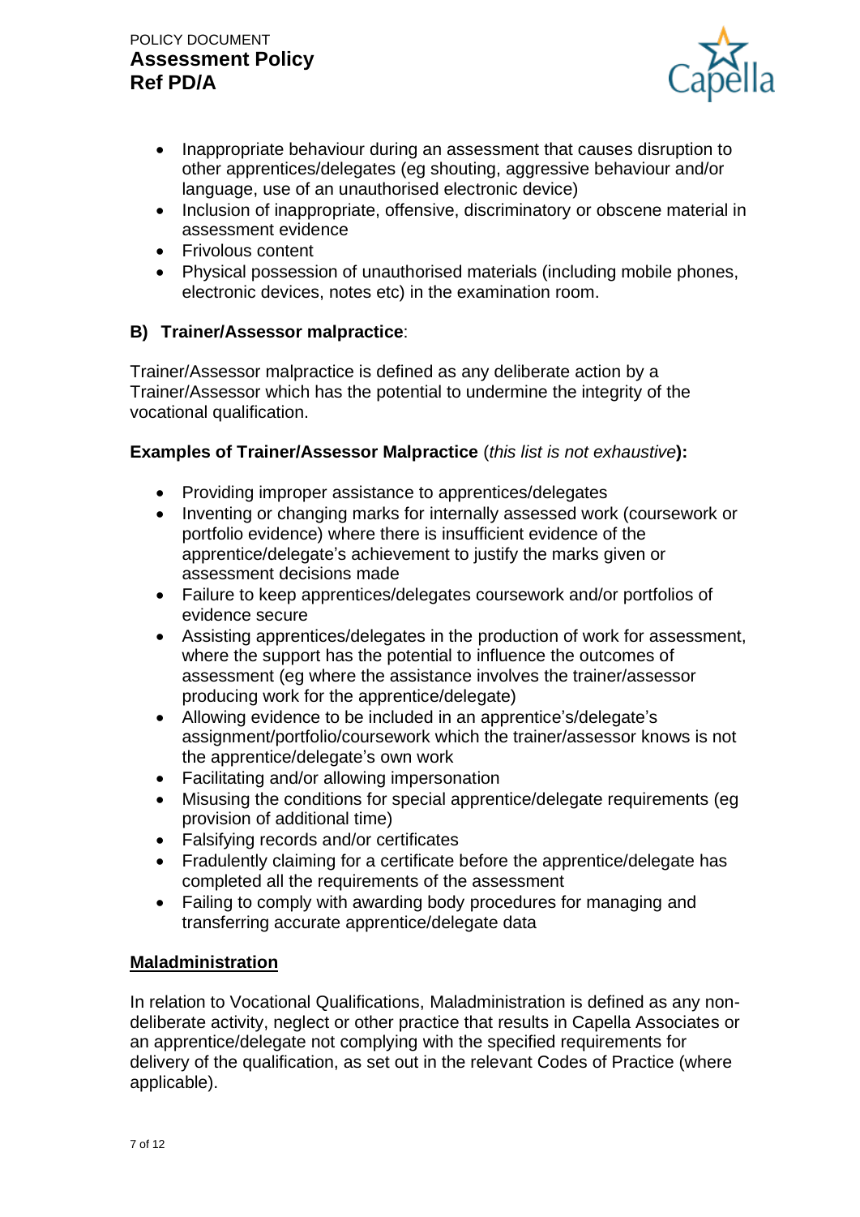- Inappropriate behaviour during an assessment that causes disruption to other apprentices/delegates (eg shouting, aggressive behaviour and/or language, use of an unauthorised electronic device)
- Inclusion of inappropriate, offensive, discriminatory or obscene material in assessment evidence
- Frivolous content
- Physical possession of unauthorised materials (including mobile phones, electronic devices, notes etc) in the examination room.

**B) Trainer/Assessor malpractice**:

Trainer/Assessor malpractice is defined as any deliberate action by a Trainer/Assessor which has the potential to undermine the integrity of the vocational qualification.

**Examples of Trainer/Assessor Malpractice** (*this list is not exhaustive*)**:**

- Providing improper assistance to apprentices/delegates
- Inventing or changing marks for internally assessed work (coursework or portfolio evidence) where there is insufficient evidence of the apprentice/delegate's achievement to justify the marks given or assessment decisions made
- Failure to keep apprentices/delegates coursework and/or portfolios of evidence secure
- Assisting apprentices/delegates in the production of work for assessment, where the support has the potential to influence the outcomes of assessment (eg where the assistance involves the trainer/assessor producing work for the apprentice/delegate)
- Allowing evidence to be included in an apprentice's/delegate's assignment/portfolio/coursework which the trainer/assessor knows is not the apprentice/delegate's own work
- Facilitating and/or allowing impersonation
- Misusing the conditions for special apprentice/delegate requirements (eg provision of additional time)
- Falsifying records and/or certificates
- Fradulently claiming for a certificate before the apprentice/delegate has completed all the requirements of the assessment
- Failing to comply with awarding body procedures for managing and transferring accurate apprentice/delegate data

**Maladministration**

In relation to Vocational Qualifications, Maladministration is defined as any non-deliberate activity, neglect or other practice that results in Capella Associates or an apprentice/delegate not complying with the specified requirements for delivery of the qualification, as set out in the relevant Codes of Practice (where applicable).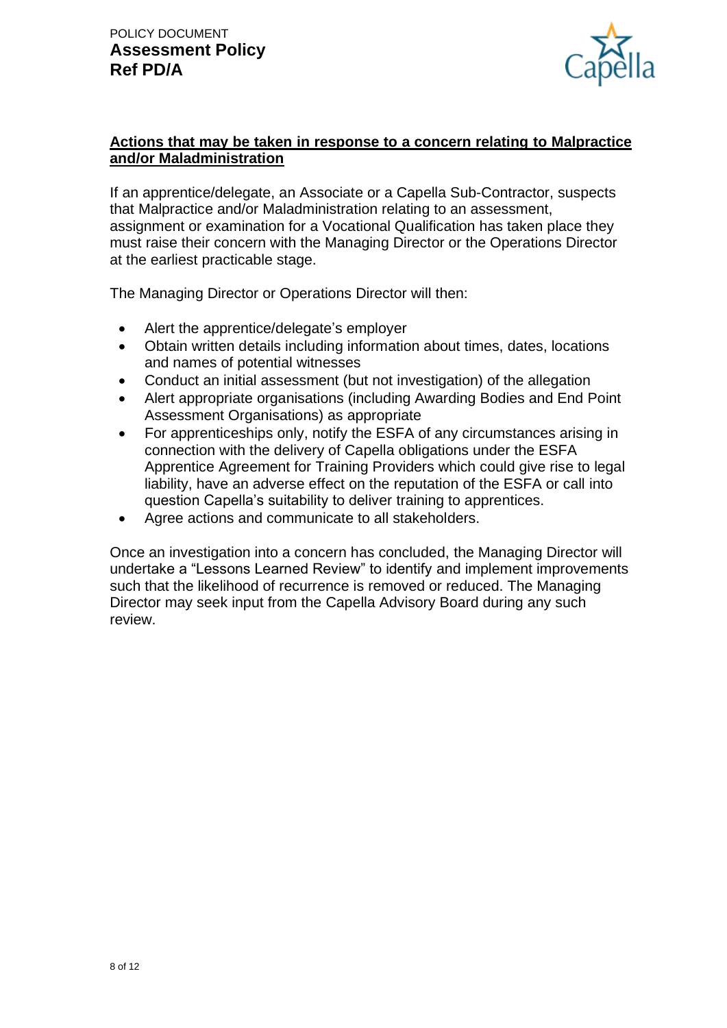**Actions that may be taken in response to a concern relating to Malpractice and/or Maladministration**

If an apprentice/delegate, an Associate or a Capella Sub-Contractor, suspects that Malpractice and/or Maladministration relating to an assessment, assignment or examination for a Vocational Qualification has taken place they must raise their concern with the Managing Director or the Operations Director at the earliest practicable stage.

The Managing Director or Operations Director will then:

- Alert the apprentice/delegate's employer
- Obtain written details including information about times, dates, locations and names of potential witnesses
- Conduct an initial assessment (but not investigation) of the allegation
- Alert appropriate organisations (including Awarding Bodies and End Point Assessment Organisations) as appropriate
- For apprenticeships only, notify the ESFA of any circumstances arising in connection with the delivery of Capella obligations under the ESFA Apprentice Agreement for Training Providers which could give rise to legal liability, have an adverse effect on the reputation of the ESFA or call into question Capella's suitability to deliver training to apprentices.
- Agree actions and communicate to all stakeholders.

Once an investigation into a concern has concluded, the Managing Director will undertake a "Lessons Learned Review" to identify and implement improvements such that the likelihood of recurrence is removed or reduced. The Managing Director may seek input from the Capella Advisory Board during any such review.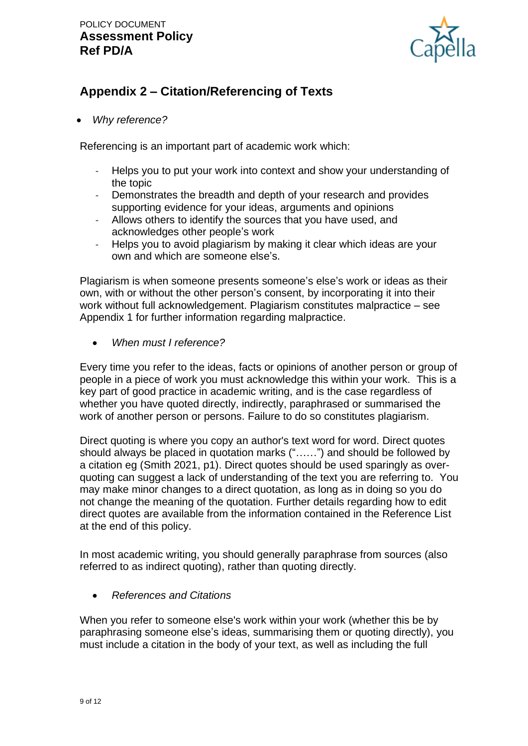## Appendix 2 – Citation/Referencing of Texts

- *Why reference?*

Referencing is an important part of academic work which:

- Helps you to put your work into context and show your understanding of the topic
- Demonstrates the breadth and depth of your research and provides supporting evidence for your ideas, arguments and opinions
- Allows others to identify the sources that you have used, and acknowledges other people's work
- Helps you to avoid plagiarism by making it clear which ideas are your own and which are someone else's.

Plagiarism is when someone presents someone's else's work or ideas as their own, with or without the other person's consent, by incorporating it into their work without full acknowledgement. Plagiarism constitutes malpractice – see Appendix 1 for further information regarding malpractice.

- *When must I reference?*

Every time you refer to the ideas, facts or opinions of another person or group of people in a piece of work you must acknowledge this within your work. This is a key part of good practice in academic writing, and is the case regardless of whether you have quoted directly, indirectly, paraphrased or summarised the work of another person or persons. Failure to do so constitutes plagiarism.

Direct quoting is where you copy an author's text word for word. Direct quotes should always be placed in quotation marks ("……") and should be followed by a citation eg (Smith 2021, p1). Direct quotes should be used sparingly as over-quoting can suggest a lack of understanding of the text you are referring to. You may make minor changes to a direct quotation, as long as in doing so you do not change the meaning of the quotation. Further details regarding how to edit direct quotes are available from the information contained in the Reference List at the end of this policy.

In most academic writing, you should generally paraphrase from sources (also referred to as indirect quoting), rather than quoting directly.

- *References and Citations*

When you refer to someone else's work within your work (whether this be by paraphrasing someone else's ideas, summarising them or quoting directly), you must include a citation in the body of your text, as well as including the full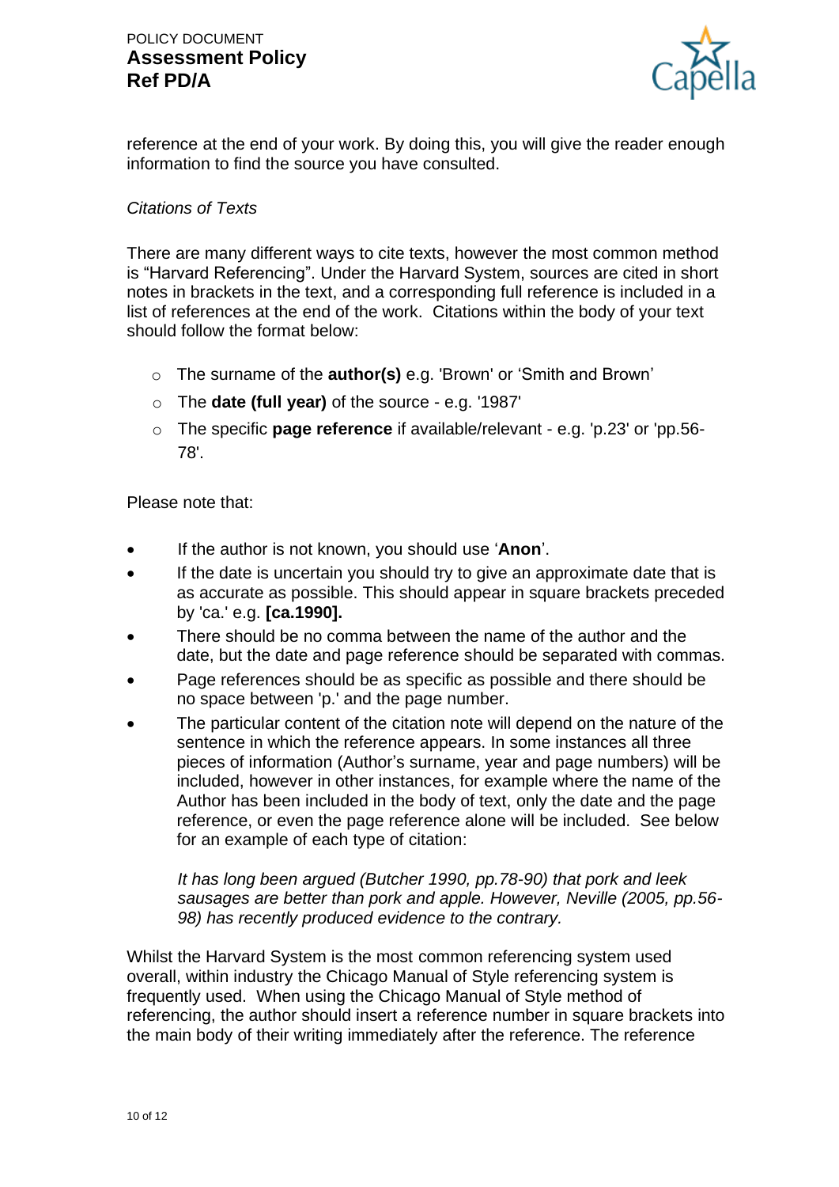reference at the end of your work. By doing this, you will give the reader enough information to find the source you have consulted.

*Citations of Texts*

There are many different ways to cite texts, however the most common method is “Harvard Referencing”. Under the Harvard System, sources are cited in short notes in brackets in the text, and a corresponding full reference is included in a list of references at the end of the work. Citations within the body of your text should follow the format below:

- The surname of the **author(s)** e.g. 'Brown' or ‘Smith and Brown’
- The **date (full year)** of the source - e.g. '1987'
- The specific **page reference** if available/relevant - e.g. 'p.23' or 'pp.56-78'.

Please note that:

- If the author is not known, you should use ‘**Anon**’.
- If the date is uncertain you should try to give an approximate date that is as accurate as possible. This should appear in square brackets preceded by 'ca.' e.g. **[ca.1990].**
- There should be no comma between the name of the author and the date, but the date and page reference should be separated with commas.
- Page references should be as specific as possible and there should be no space between 'p.' and the page number.
- The particular content of the citation note will depend on the nature of the sentence in which the reference appears. In some instances all three pieces of information (Author’s surname, year and page numbers) will be included, however in other instances, for example where the name of the Author has been included in the body of text, only the date and the page reference, or even the page reference alone will be included. See below for an example of each type of citation:

  *It has long been argued (Butcher 1990, pp.78-90) that pork and leek sausages are better than pork and apple. However, Neville (2005, pp.56-98) has recently produced evidence to the contrary.*

Whilst the Harvard System is the most common referencing system used overall, within industry the Chicago Manual of Style referencing system is frequently used. When using the Chicago Manual of Style method of referencing, the author should insert a reference number in square brackets into the main body of their writing immediately after the reference. The reference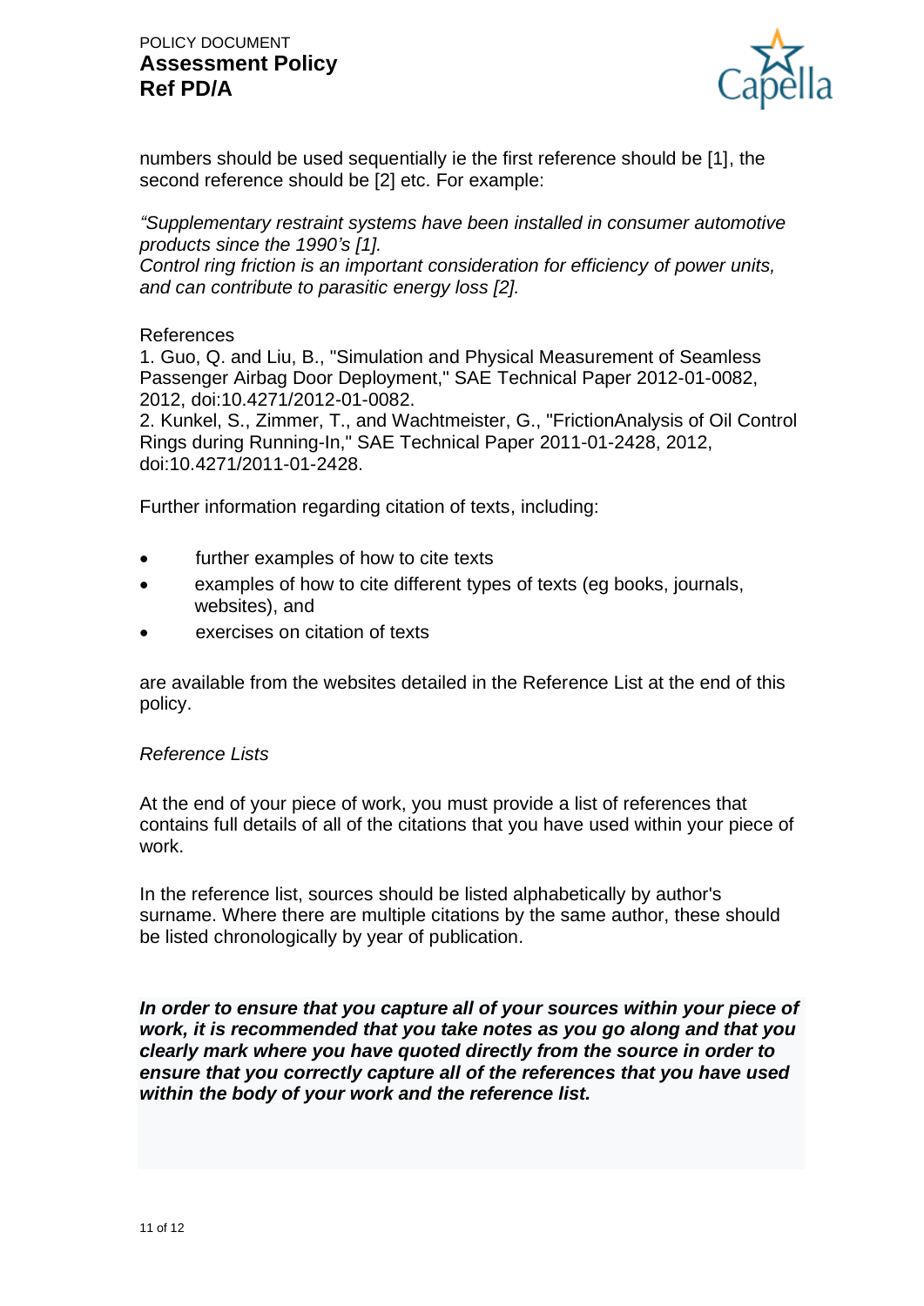numbers should be used sequentially ie the first reference should be [1], the second reference should be [2] etc. For example:

*"Supplementary restraint systems have been installed in consumer automotive products since the 1990's [1].*
*Control ring friction is an important consideration for efficiency of power units, and can contribute to parasitic energy loss [2].*

References
1. Guo, Q. and Liu, B., "Simulation and Physical Measurement of Seamless Passenger Airbag Door Deployment," SAE Technical Paper 2012-01-0082, 2012, doi:10.4271/2012-01-0082.
2. Kunkel, S., Zimmer, T., and Wachtmeister, G., "FrictionAnalysis of Oil Control Rings during Running-In," SAE Technical Paper 2011-01-2428, 2012, doi:10.4271/2011-01-2428.

Further information regarding citation of texts, including:

- further examples of how to cite texts
- examples of how to cite different types of texts (eg books, journals, websites), and
- exercises on citation of texts

are available from the websites detailed in the Reference List at the end of this policy.

*Reference Lists*

At the end of your piece of work, you must provide a list of references that contains full details of all of the citations that you have used within your piece of work.

In the reference list, sources should be listed alphabetically by author's surname. Where there are multiple citations by the same author, these should be listed chronologically by year of publication.

***In order to ensure that you capture all of your sources within your piece of work, it is recommended that you take notes as you go along and that you clearly mark where you have quoted directly from the source in order to ensure that you correctly capture all of the references that you have used within the body of your work and the reference list.***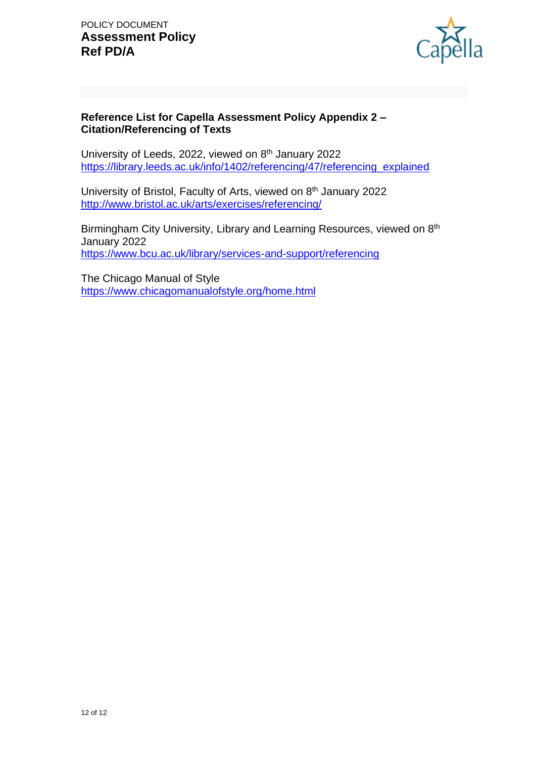**Reference List for Capella Assessment Policy Appendix 2 – Citation/Referencing of Texts**

University of Leeds, 2022, viewed on 8th January 2022
https://library.leeds.ac.uk/info/1402/referencing/47/referencing_explained

University of Bristol, Faculty of Arts, viewed on 8th January 2022
http://www.bristol.ac.uk/arts/exercises/referencing/

Birmingham City University, Library and Learning Resources, viewed on 8th January 2022
https://www.bcu.ac.uk/library/services-and-support/referencing

The Chicago Manual of Style
https://www.chicagomanualofstyle.org/home.html